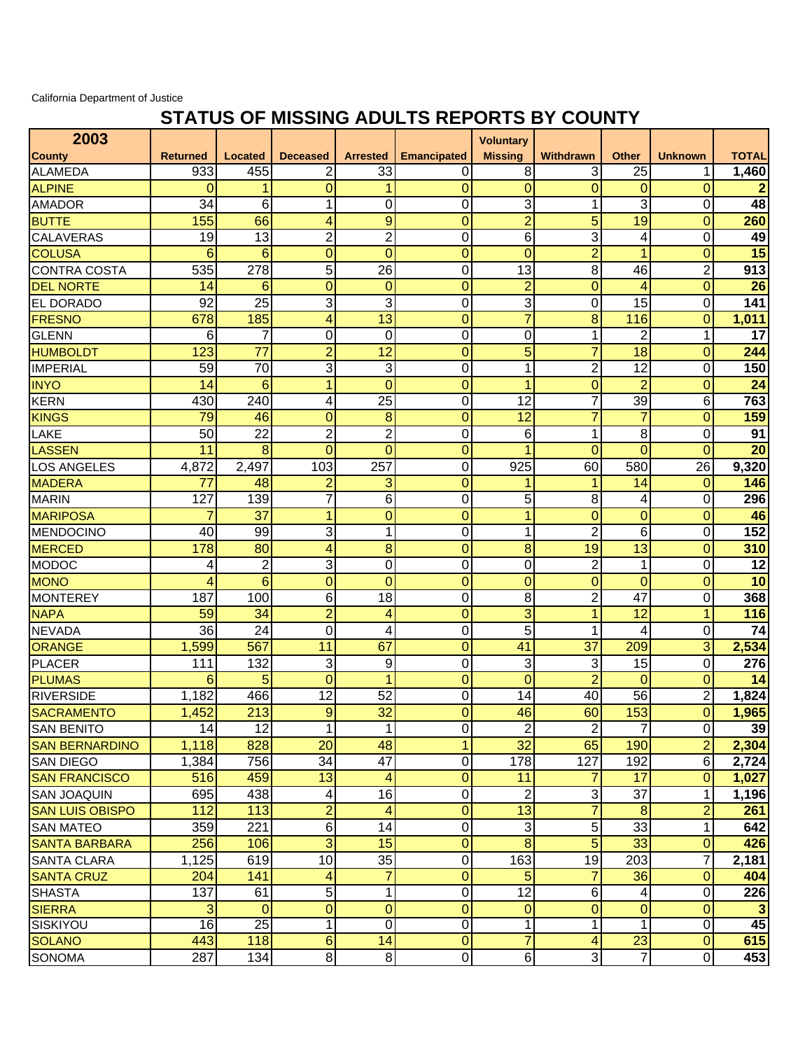California Department of Justice

# STATUS OF MISSING ADULTS REPORTS BY COUNTY

| 2003 County | Returned | Located | Deceased | Arrested | Emancipated | Voluntary Missing | Withdrawn | Other | Unknown | TOTAL |
|---|---|---|---|---|---|---|---|---|---|---|
| ALAMEDA | 933 | 455 | 2 | 33 | 0 | 8 | 3 | 25 | 1 | **1,460** |
| ALPINE | 0 | 1 | 0 | 1 | 0 | 0 | 0 | 0 | 0 | **2** |
| AMADOR | 34 | 6 | 1 | 0 | 0 | 3 | 1 | 3 | 0 | **48** |
| BUTTE | 155 | 66 | 4 | 9 | 0 | 2 | 5 | 19 | 0 | **260** |
| CALAVERAS | 19 | 13 | 2 | 2 | 0 | 6 | 3 | 4 | 0 | **49** |
| COLUSA | 6 | 6 | 0 | 0 | 0 | 0 | 2 | 1 | 0 | **15** |
| CONTRA COSTA | 535 | 278 | 5 | 26 | 0 | 13 | 8 | 46 | 2 | **913** |
| DEL NORTE | 14 | 6 | 0 | 0 | 0 | 2 | 0 | 4 | 0 | **26** |
| EL DORADO | 92 | 25 | 3 | 3 | 0 | 3 | 0 | 15 | 0 | **141** |
| FRESNO | 678 | 185 | 4 | 13 | 0 | 7 | 8 | 116 | 0 | **1,011** |
| GLENN | 6 | 7 | 0 | 0 | 0 | 0 | 1 | 2 | 1 | **17** |
| HUMBOLDT | 123 | 77 | 2 | 12 | 0 | 5 | 7 | 18 | 0 | **244** |
| IMPERIAL | 59 | 70 | 3 | 3 | 0 | 1 | 2 | 12 | 0 | **150** |
| INYO | 14 | 6 | 1 | 0 | 0 | 1 | 0 | 2 | 0 | **24** |
| KERN | 430 | 240 | 4 | 25 | 0 | 12 | 7 | 39 | 6 | **763** |
| KINGS | 79 | 46 | 0 | 8 | 0 | 12 | 7 | 7 | 0 | **159** |
| LAKE | 50 | 22 | 2 | 2 | 0 | 6 | 1 | 8 | 0 | **91** |
| LASSEN | 11 | 8 | 0 | 0 | 0 | 1 | 0 | 0 | 0 | **20** |
| LOS ANGELES | 4,872 | 2,497 | 103 | 257 | 0 | 925 | 60 | 580 | 26 | **9,320** |
| MADERA | 77 | 48 | 2 | 3 | 0 | 1 | 1 | 14 | 0 | **146** |
| MARIN | 127 | 139 | 7 | 6 | 0 | 5 | 8 | 4 | 0 | **296** |
| MARIPOSA | 7 | 37 | 1 | 0 | 0 | 1 | 0 | 0 | 0 | **46** |
| MENDOCINO | 40 | 99 | 3 | 1 | 0 | 1 | 2 | 6 | 0 | **152** |
| MERCED | 178 | 80 | 4 | 8 | 0 | 8 | 19 | 13 | 0 | **310** |
| MODOC | 4 | 2 | 3 | 0 | 0 | 0 | 2 | 1 | 0 | **12** |
| MONO | 4 | 6 | 0 | 0 | 0 | 0 | 0 | 0 | 0 | **10** |
| MONTEREY | 187 | 100 | 6 | 18 | 0 | 8 | 2 | 47 | 0 | **368** |
| NAPA | 59 | 34 | 2 | 4 | 0 | 3 | 1 | 12 | 1 | **116** |
| NEVADA | 36 | 24 | 0 | 4 | 0 | 5 | 1 | 4 | 0 | **74** |
| ORANGE | 1,599 | 567 | 11 | 67 | 0 | 41 | 37 | 209 | 3 | **2,534** |
| PLACER | 111 | 132 | 3 | 9 | 0 | 3 | 3 | 15 | 0 | **276** |
| PLUMAS | 6 | 5 | 0 | 1 | 0 | 0 | 2 | 0 | 0 | **14** |
| RIVERSIDE | 1,182 | 466 | 12 | 52 | 0 | 14 | 40 | 56 | 2 | **1,824** |
| SACRAMENTO | 1,452 | 213 | 9 | 32 | 0 | 46 | 60 | 153 | 0 | **1,965** |
| SAN BENITO | 14 | 12 | 1 | 1 | 0 | 2 | 2 | 7 | 0 | **39** |
| SAN BERNARDINO | 1,118 | 828 | 20 | 48 | 1 | 32 | 65 | 190 | 2 | **2,304** |
| SAN DIEGO | 1,384 | 756 | 34 | 47 | 0 | 178 | 127 | 192 | 6 | **2,724** |
| SAN FRANCISCO | 516 | 459 | 13 | 4 | 0 | 11 | 7 | 17 | 0 | **1,027** |
| SAN JOAQUIN | 695 | 438 | 4 | 16 | 0 | 2 | 3 | 37 | 1 | **1,196** |
| SAN LUIS OBISPO | 112 | 113 | 2 | 4 | 0 | 13 | 7 | 8 | 2 | **261** |
| SAN MATEO | 359 | 221 | 6 | 14 | 0 | 3 | 5 | 33 | 1 | **642** |
| SANTA BARBARA | 256 | 106 | 3 | 15 | 0 | 8 | 5 | 33 | 0 | **426** |
| SANTA CLARA | 1,125 | 619 | 10 | 35 | 0 | 163 | 19 | 203 | 7 | **2,181** |
| SANTA CRUZ | 204 | 141 | 4 | 7 | 0 | 5 | 7 | 36 | 0 | **404** |
| SHASTA | 137 | 61 | 5 | 1 | 0 | 12 | 6 | 4 | 0 | **226** |
| SIERRA | 3 | 0 | 0 | 0 | 0 | 0 | 0 | 0 | 0 | **3** |
| SISKIYOU | 16 | 25 | 1 | 0 | 0 | 1 | 1 | 1 | 0 | **45** |
| SOLANO | 443 | 118 | 6 | 14 | 0 | 7 | 4 | 23 | 0 | **615** |
| SONOMA | 287 | 134 | 8 | 8 | 0 | 6 | 3 | 7 | 0 | **453** |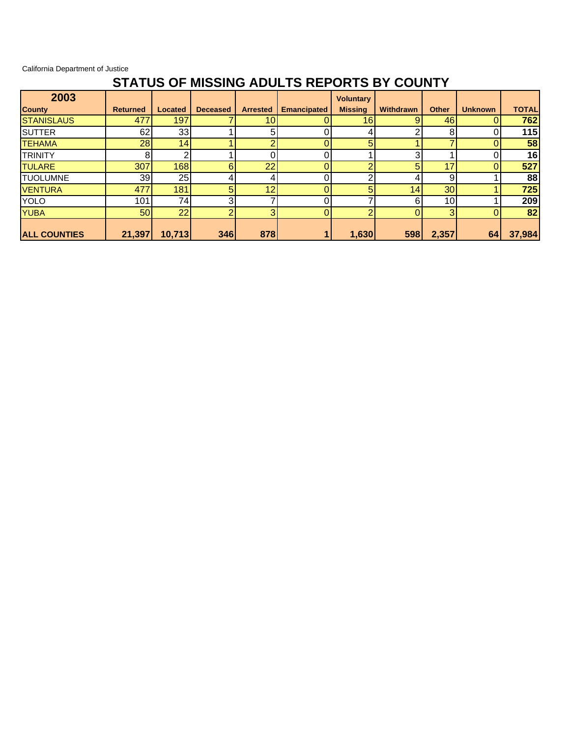California Department of Justice

# STATUS OF MISSING ADULTS REPORTS BY COUNTY

| 2003<br>County | Returned | Located | Deceased | Arrested | Emancipated | Voluntary Missing | Withdrawn | Other | Unknown | TOTAL |
|---|---|---|---|---|---|---|---|---|---|---|
| STANISLAUS | 477 | 197 | 7 | 10 | 0 | 16 | 9 | 46 | 0 | **762** |
| SUTTER | 62 | 33 | 1 | 5 | 0 | 4 | 2 | 8 | 0 | **115** |
| TEHAMA | 28 | 14 | 1 | 2 | 0 | 5 | 1 | 7 | 0 | **58** |
| TRINITY | 8 | 2 | 1 | 0 | 0 | 1 | 3 | 1 | 0 | **16** |
| TULARE | 307 | 168 | 6 | 22 | 0 | 2 | 5 | 17 | 0 | **527** |
| TUOLUMNE | 39 | 25 | 4 | 4 | 0 | 2 | 4 | 9 | 1 | **88** |
| VENTURA | 477 | 181 | 5 | 12 | 0 | 5 | 14 | 30 | 1 | **725** |
| YOLO | 101 | 74 | 3 | 7 | 0 | 7 | 6 | 10 | 1 | **209** |
| YUBA | 50 | 22 | 2 | 3 | 0 | 2 | 0 | 3 | 0 | **82** |
| **ALL COUNTIES** | **21,397** | **10,713** | **346** | **878** | **1** | **1,630** | **598** | **2,357** | **64** | **37,984** |